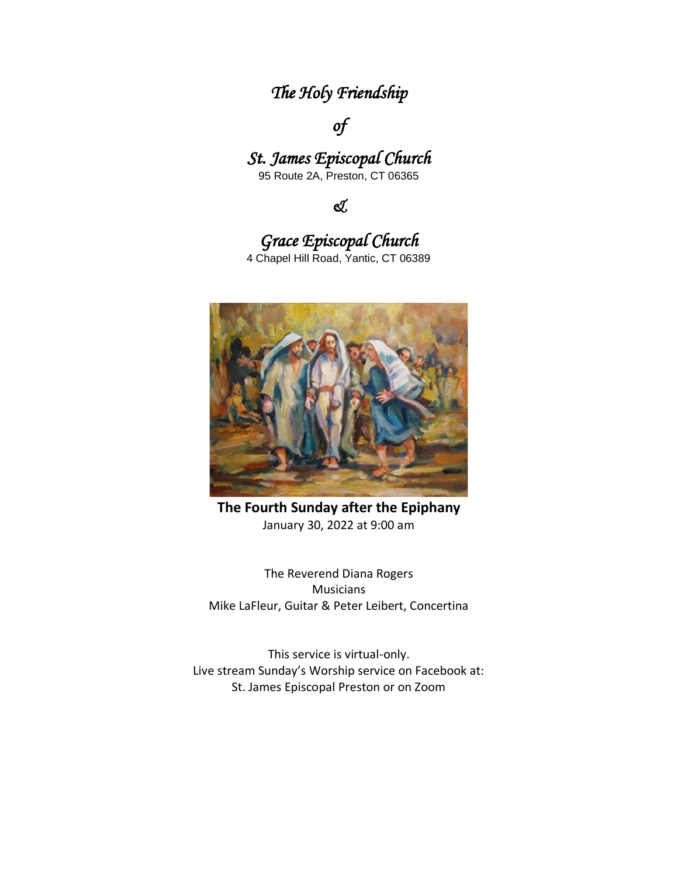# *The Holy Friendship*

# *of*

# *St. James Episcopal Church*

95 Route 2A, Preston, CT 06365

*&*

# *Grace Episcopal Church*

4 Chapel Hill Road, Yantic, CT 06389

**The Fourth Sunday after the Epiphany**

January 30, 2022 at 9:00 am

The Reverend Diana Rogers

Musicians

Mike LaFleur, Guitar & Peter Leibert, Concertina

This service is virtual-only.

Live stream Sunday's Worship service on Facebook at:

St. James Episcopal Preston or on Zoom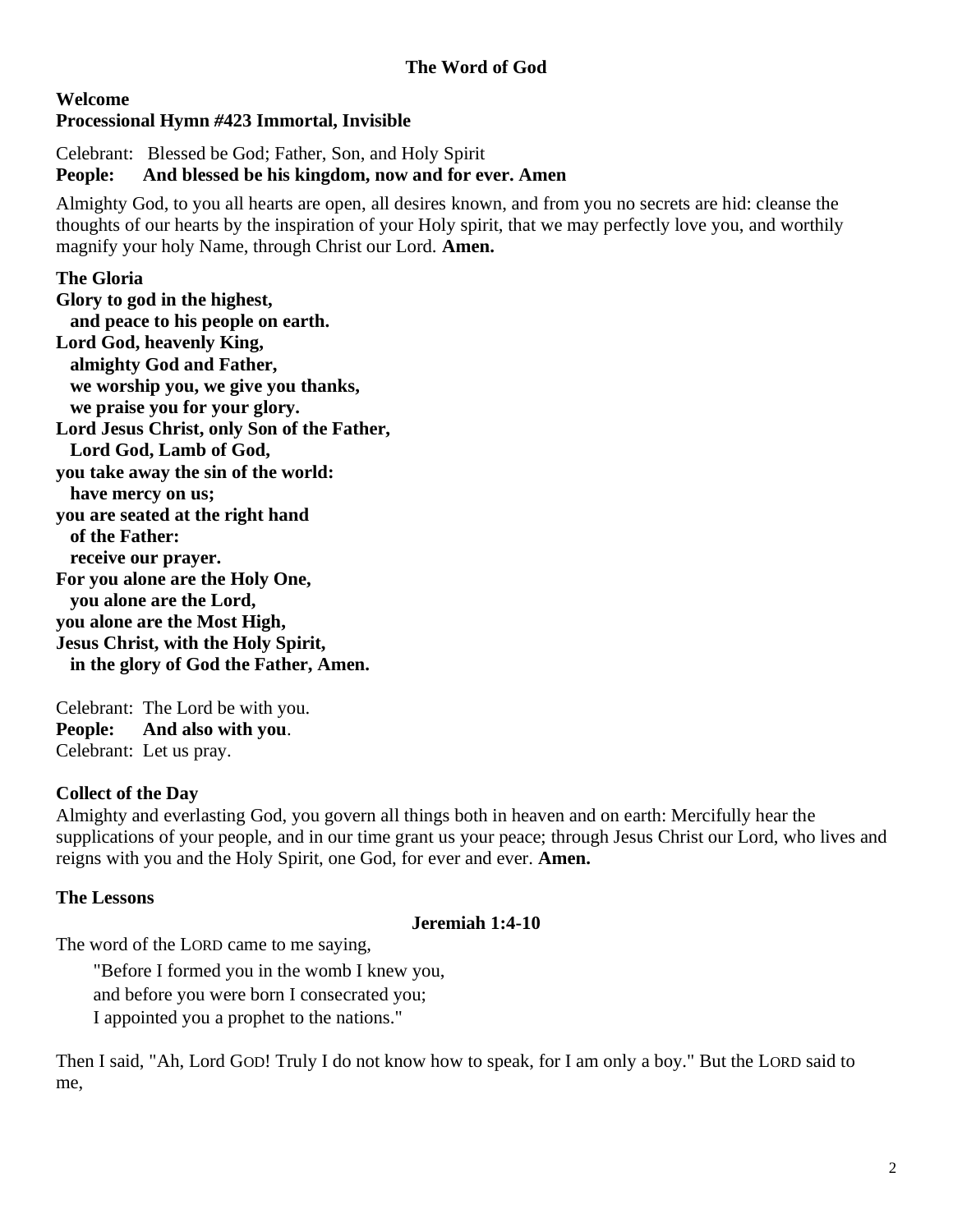## The Word of God

**Welcome**
**Processional Hymn #423 Immortal, Invisible**

Celebrant: Blessed be God; Father, Son, and Holy Spirit
**People: And blessed be his kingdom, now and for ever. Amen**

Almighty God, to you all hearts are open, all desires known, and from you no secrets are hid: cleanse the thoughts of our hearts by the inspiration of your Holy spirit, that we may perfectly love you, and worthily magnify your holy Name, through Christ our Lord. **Amen.**

**The Gloria**
**Glory to god in the highest,**
**and peace to his people on earth.**
**Lord God, heavenly King,**
**almighty God and Father,**
**we worship you, we give you thanks,**
**we praise you for your glory.**
**Lord Jesus Christ, only Son of the Father,**
**Lord God, Lamb of God,**
**you take away the sin of the world:**
**have mercy on us;**
**you are seated at the right hand**
**of the Father:**
**receive our prayer.**
**For you alone are the Holy One,**
**you alone are the Lord,**
**you alone are the Most High,**
**Jesus Christ, with the Holy Spirit,**
**in the glory of God the Father, Amen.**

Celebrant: The Lord be with you.
**People: And also with you**.
Celebrant: Let us pray.

**Collect of the Day**
Almighty and everlasting God, you govern all things both in heaven and on earth: Mercifully hear the supplications of your people, and in our time grant us your peace; through Jesus Christ our Lord, who lives and reigns with you and the Holy Spirit, one God, for ever and ever. **Amen.**

**The Lessons**

**Jeremiah 1:4-10**

The word of the LORD came to me saying,

"Before I formed you in the womb I knew you,
and before you were born I consecrated you;
I appointed you a prophet to the nations."

Then I said, "Ah, Lord GOD! Truly I do not know how to speak, for I am only a boy." But the LORD said to me,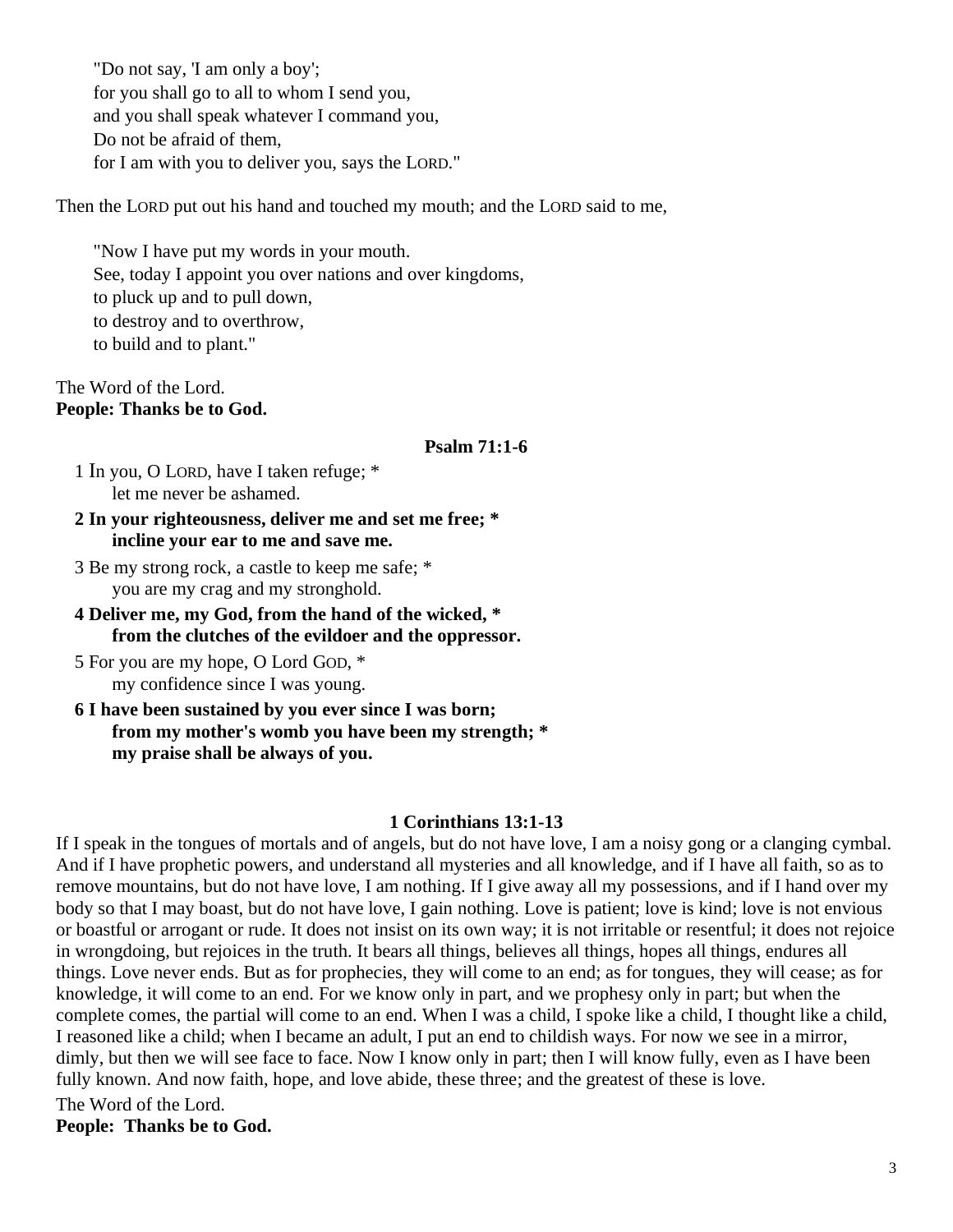"Do not say, 'I am only a boy';  
for you shall go to all to whom I send you,  
and you shall speak whatever I command you,  
Do not be afraid of them,  
for I am with you to deliver you, says the LORD."

Then the LORD put out his hand and touched my mouth; and the LORD said to me,

"Now I have put my words in your mouth.  
See, today I appoint you over nations and over kingdoms,  
to pluck up and to pull down,  
to destroy and to overthrow,  
to build and to plant."

The Word of the Lord.  
**People: Thanks be to God.**

**Psalm 71:1-6**

1 In you, O LORD, have I taken refuge; *  
let me never be ashamed.

**2 In your righteousness, deliver me and set me free; *  
incline your ear to me and save me.**

3 Be my strong rock, a castle to keep me safe; *  
you are my crag and my stronghold.

**4 Deliver me, my God, from the hand of the wicked, *  
from the clutches of the evildoer and the oppressor.**

5 For you are my hope, O Lord GOD, *  
my confidence since I was young.

**6 I have been sustained by you ever since I was born;  
from my mother's womb you have been my strength; *  
my praise shall be always of you.**

**1 Corinthians 13:1-13**

If I speak in the tongues of mortals and of angels, but do not have love, I am a noisy gong or a clanging cymbal. And if I have prophetic powers, and understand all mysteries and all knowledge, and if I have all faith, so as to remove mountains, but do not have love, I am nothing. If I give away all my possessions, and if I hand over my body so that I may boast, but do not have love, I gain nothing. Love is patient; love is kind; love is not envious or boastful or arrogant or rude. It does not insist on its own way; it is not irritable or resentful; it does not rejoice in wrongdoing, but rejoices in the truth. It bears all things, believes all things, hopes all things, endures all things. Love never ends. But as for prophecies, they will come to an end; as for tongues, they will cease; as for knowledge, it will come to an end. For we know only in part, and we prophesy only in part; but when the complete comes, the partial will come to an end. When I was a child, I spoke like a child, I thought like a child, I reasoned like a child; when I became an adult, I put an end to childish ways. For now we see in a mirror, dimly, but then we will see face to face. Now I know only in part; then I will know fully, even as I have been fully known. And now faith, hope, and love abide, these three; and the greatest of these is love.

The Word of the Lord.  
**People: Thanks be to God.**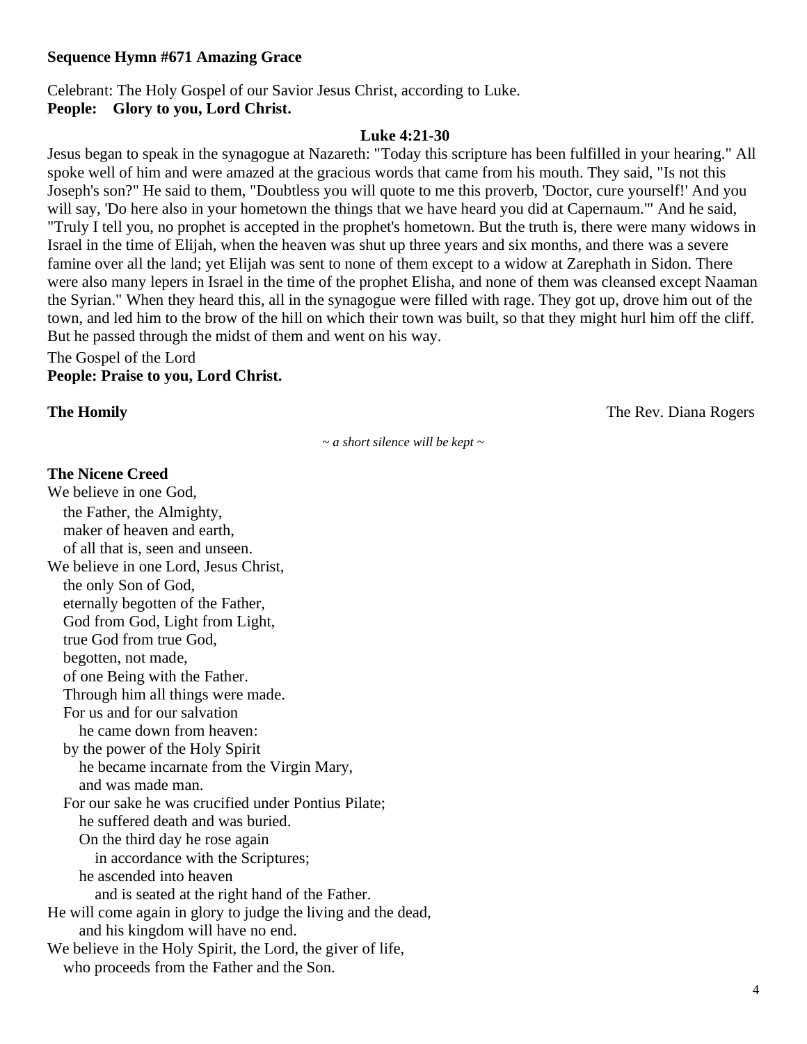**Sequence Hymn #671 Amazing Grace**

Celebrant: The Holy Gospel of our Savior Jesus Christ, according to Luke.
**People: Glory to you, Lord Christ.**

**Luke 4:21-30**

Jesus began to speak in the synagogue at Nazareth: "Today this scripture has been fulfilled in your hearing." All spoke well of him and were amazed at the gracious words that came from his mouth. They said, "Is not this Joseph's son?" He said to them, "Doubtless you will quote to me this proverb, 'Doctor, cure yourself!' And you will say, 'Do here also in your hometown the things that we have heard you did at Capernaum.'" And he said, "Truly I tell you, no prophet is accepted in the prophet's hometown. But the truth is, there were many widows in Israel in the time of Elijah, when the heaven was shut up three years and six months, and there was a severe famine over all the land; yet Elijah was sent to none of them except to a widow at Zarephath in Sidon. There were also many lepers in Israel in the time of the prophet Elisha, and none of them was cleansed except Naaman the Syrian." When they heard this, all in the synagogue were filled with rage. They got up, drove him out of the town, and led him to the brow of the hill on which their town was built, so that they might hurl him off the cliff. But he passed through the midst of them and went on his way.

The Gospel of the Lord
**People: Praise to you, Lord Christ.**

**The Homily** The Rev. Diana Rogers

*~ a short silence will be kept ~*

**The Nicene Creed**

We believe in one God,
the Father, the Almighty,
maker of heaven and earth,
of all that is, seen and unseen.
We believe in one Lord, Jesus Christ,
the only Son of God,
eternally begotten of the Father,
God from God, Light from Light,
true God from true God,
begotten, not made,
of one Being with the Father.
Through him all things were made.
For us and for our salvation
he came down from heaven:
by the power of the Holy Spirit
he became incarnate from the Virgin Mary,
and was made man.
For our sake he was crucified under Pontius Pilate;
he suffered death and was buried.
On the third day he rose again
in accordance with the Scriptures;
he ascended into heaven
and is seated at the right hand of the Father.
He will come again in glory to judge the living and the dead,
and his kingdom will have no end.
We believe in the Holy Spirit, the Lord, the giver of life,
who proceeds from the Father and the Son.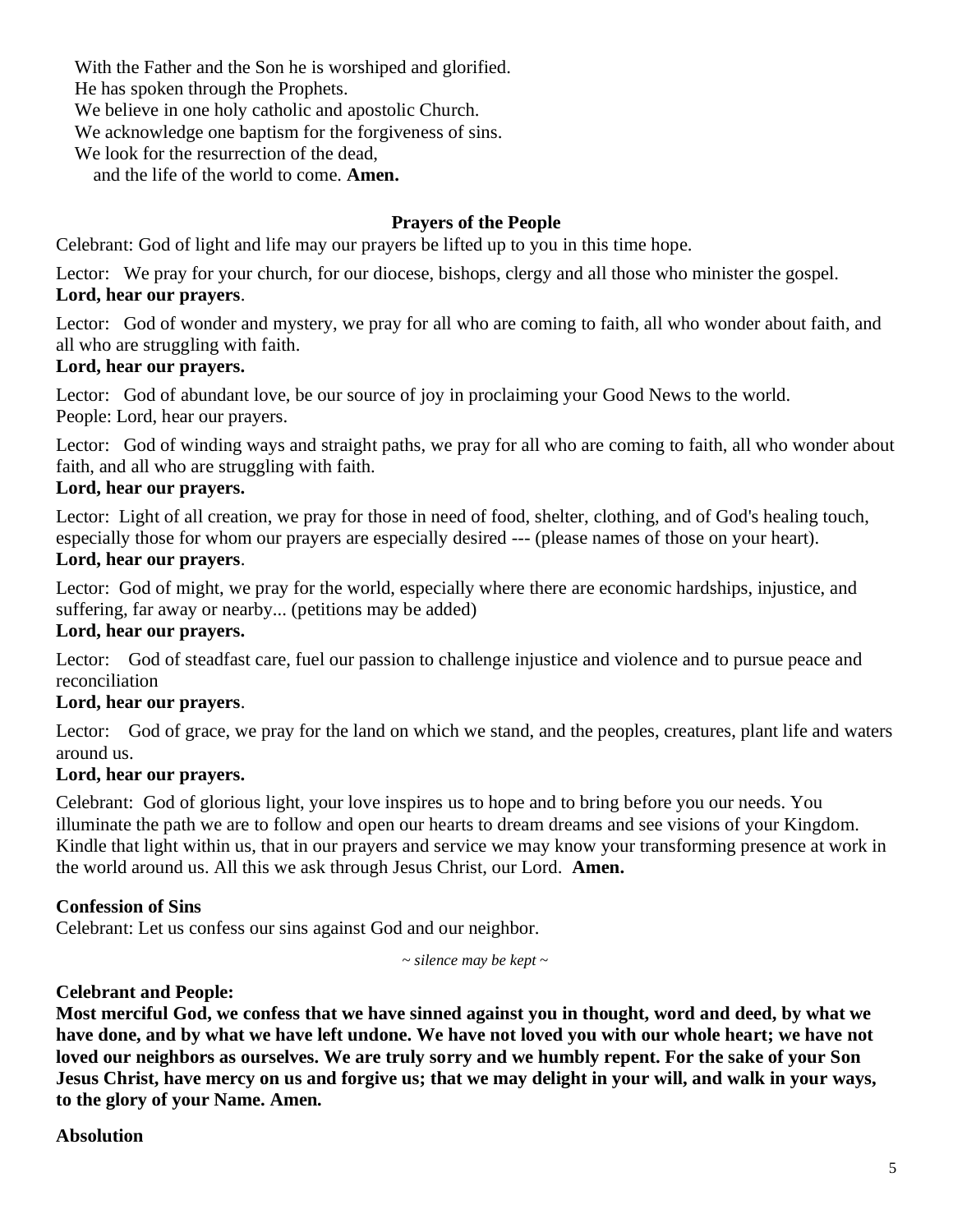With the Father and the Son he is worshiped and glorified.
He has spoken through the Prophets.
We believe in one holy catholic and apostolic Church.
We acknowledge one baptism for the forgiveness of sins.
We look for the resurrection of the dead,
and the life of the world to come. **Amen.**

### Prayers of the People

Celebrant: God of light and life may our prayers be lifted up to you in this time hope.

Lector: We pray for your church, for our diocese, bishops, clergy and all those who minister the gospel.
**Lord, hear our prayers**.

Lector: God of wonder and mystery, we pray for all who are coming to faith, all who wonder about faith, and all who are struggling with faith.
**Lord, hear our prayers.**

Lector: God of abundant love, be our source of joy in proclaiming your Good News to the world.
People: Lord, hear our prayers.

Lector: God of winding ways and straight paths, we pray for all who are coming to faith, all who wonder about faith, and all who are struggling with faith.
**Lord, hear our prayers.**

Lector: Light of all creation, we pray for those in need of food, shelter, clothing, and of God's healing touch, especially those for whom our prayers are especially desired --- (please names of those on your heart).
**Lord, hear our prayers**.

Lector: God of might, we pray for the world, especially where there are economic hardships, injustice, and suffering, far away or nearby... (petitions may be added)
**Lord, hear our prayers.**

Lector: God of steadfast care, fuel our passion to challenge injustice and violence and to pursue peace and reconciliation
**Lord, hear our prayers**.

Lector: God of grace, we pray for the land on which we stand, and the peoples, creatures, plant life and waters around us.
**Lord, hear our prayers.**

Celebrant: God of glorious light, your love inspires us to hope and to bring before you our needs. You illuminate the path we are to follow and open our hearts to dream dreams and see visions of your Kingdom. Kindle that light within us, that in our prayers and service we may know your transforming presence at work in the world around us. All this we ask through Jesus Christ, our Lord. **Amen.**

**Confession of Sins**
Celebrant: Let us confess our sins against God and our neighbor.

*~ silence may be kept ~*

**Celebrant and People:**
**Most merciful God, we confess that we have sinned against you in thought, word and deed, by what we have done, and by what we have left undone. We have not loved you with our whole heart; we have not loved our neighbors as ourselves. We are truly sorry and we humbly repent. For the sake of your Son Jesus Christ, have mercy on us and forgive us; that we may delight in your will, and walk in your ways, to the glory of your Name. Amen.**

**Absolution**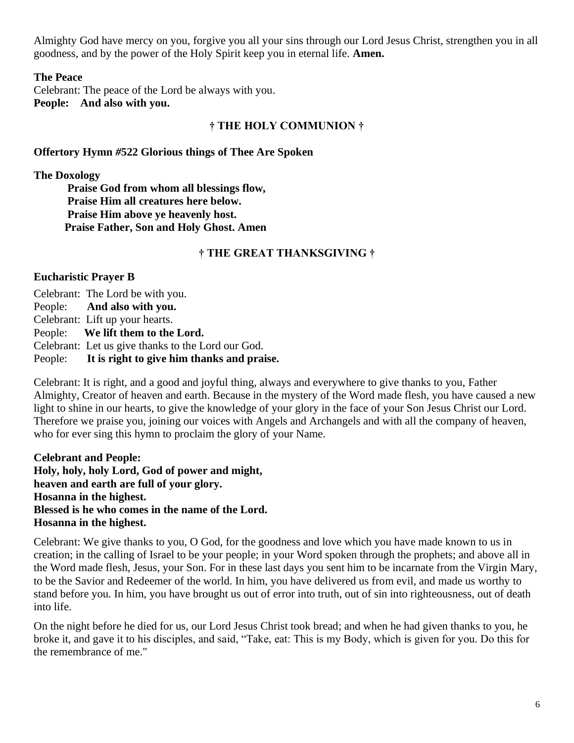Almighty God have mercy on you, forgive you all your sins through our Lord Jesus Christ, strengthen you in all goodness, and by the power of the Holy Spirit keep you in eternal life. **Amen.**

**The Peace**

Celebrant: The peace of the Lord be always with you.
**People: And also with you.**

## † THE HOLY COMMUNION †

**Offertory Hymn #522 Glorious things of Thee Are Spoken**

**The Doxology**

**Praise God from whom all blessings flow,**
**Praise Him all creatures here below.**
**Praise Him above ye heavenly host.**
**Praise Father, Son and Holy Ghost. Amen**

## † THE GREAT THANKSGIVING †

**Eucharistic Prayer B**

Celebrant: The Lord be with you.
People: **And also with you.**
Celebrant: Lift up your hearts.
People: **We lift them to the Lord.**
Celebrant: Let us give thanks to the Lord our God.
People: **It is right to give him thanks and praise.**

Celebrant: It is right, and a good and joyful thing, always and everywhere to give thanks to you, Father Almighty, Creator of heaven and earth. Because in the mystery of the Word made flesh, you have caused a new light to shine in our hearts, to give the knowledge of your glory in the face of your Son Jesus Christ our Lord. Therefore we praise you, joining our voices with Angels and Archangels and with all the company of heaven, who for ever sing this hymn to proclaim the glory of your Name.

**Celebrant and People:**
**Holy, holy, holy Lord, God of power and might,**
**heaven and earth are full of your glory.**
**Hosanna in the highest.**
**Blessed is he who comes in the name of the Lord.**
**Hosanna in the highest.**

Celebrant: We give thanks to you, O God, for the goodness and love which you have made known to us in creation; in the calling of Israel to be your people; in your Word spoken through the prophets; and above all in the Word made flesh, Jesus, your Son. For in these last days you sent him to be incarnate from the Virgin Mary, to be the Savior and Redeemer of the world. In him, you have delivered us from evil, and made us worthy to stand before you. In him, you have brought us out of error into truth, out of sin into righteousness, out of death into life.

On the night before he died for us, our Lord Jesus Christ took bread; and when he had given thanks to you, he broke it, and gave it to his disciples, and said, "Take, eat: This is my Body, which is given for you. Do this for the remembrance of me."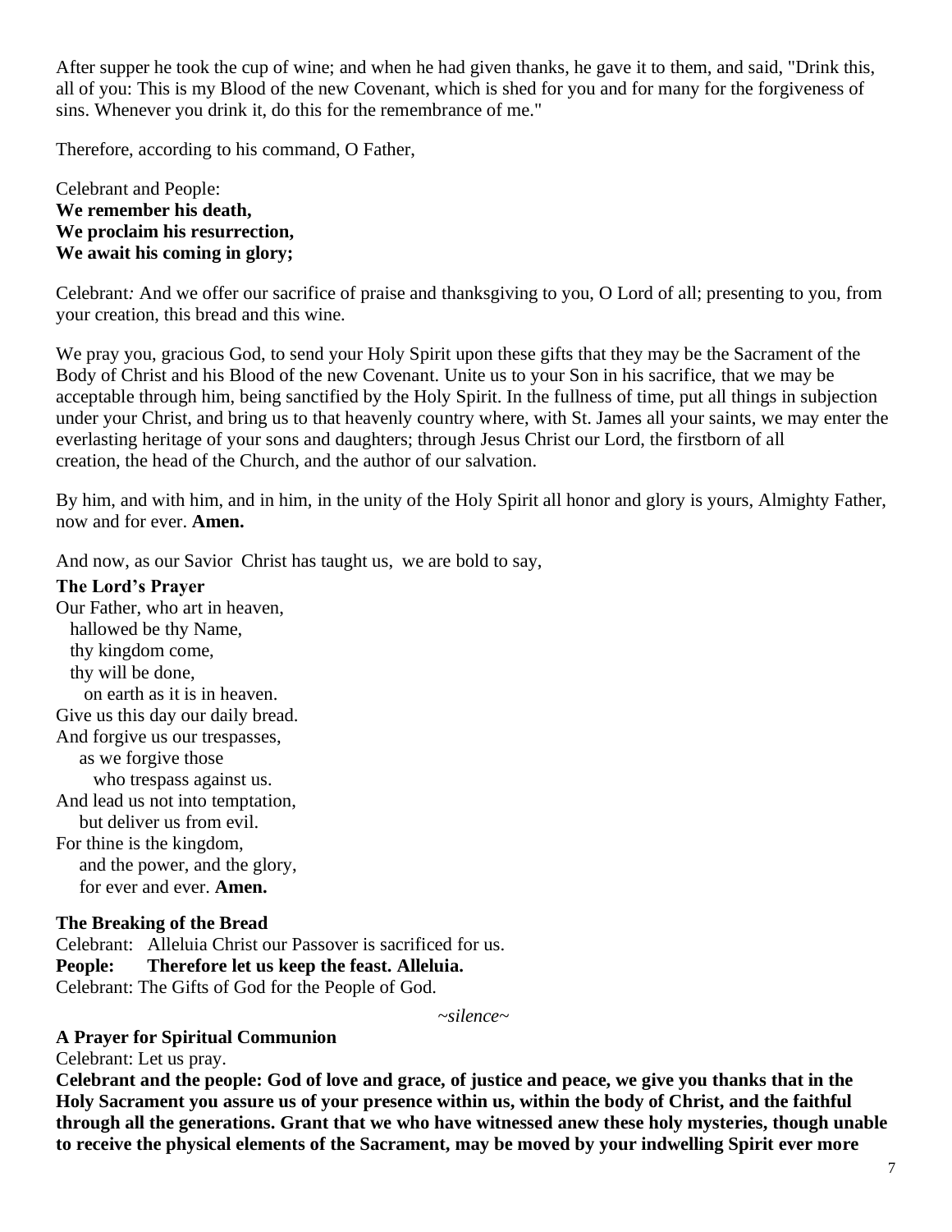After supper he took the cup of wine; and when he had given thanks, he gave it to them, and said, "Drink this, all of you: This is my Blood of the new Covenant, which is shed for you and for many for the forgiveness of sins. Whenever you drink it, do this for the remembrance of me."

Therefore, according to his command, O Father,

Celebrant and People:
**We remember his death,**
**We proclaim his resurrection,**
**We await his coming in glory;**

Celebrant*:* And we offer our sacrifice of praise and thanksgiving to you, O Lord of all; presenting to you, from your creation, this bread and this wine.

We pray you, gracious God, to send your Holy Spirit upon these gifts that they may be the Sacrament of the Body of Christ and his Blood of the new Covenant. Unite us to your Son in his sacrifice, that we may be acceptable through him, being sanctified by the Holy Spirit. In the fullness of time, put all things in subjection under your Christ, and bring us to that heavenly country where, with St. James all your saints, we may enter the everlasting heritage of your sons and daughters; through Jesus Christ our Lord, the firstborn of all creation, the head of the Church, and the author of our salvation.

By him, and with him, and in him, in the unity of the Holy Spirit all honor and glory is yours, Almighty Father, now and for ever. **Amen.**

And now, as our Savior Christ has taught us, we are bold to say,

**The Lord's Prayer**

Our Father, who art in heaven,
hallowed be thy Name,
thy kingdom come,
thy will be done,
on earth as it is in heaven.
Give us this day our daily bread.
And forgive us our trespasses,
as we forgive those
who trespass against us.
And lead us not into temptation,
but deliver us from evil.
For thine is the kingdom,
and the power, and the glory,
for ever and ever. **Amen.**

**The Breaking of the Bread**

Celebrant: Alleluia Christ our Passover is sacrificed for us.
**People: Therefore let us keep the feast. Alleluia.**
Celebrant: The Gifts of God for the People of God.

*~silence~*

**A Prayer for Spiritual Communion**

Celebrant: Let us pray.
**Celebrant and the people: God of love and grace, of justice and peace, we give you thanks that in the Holy Sacrament you assure us of your presence within us, within the body of Christ, and the faithful through all the generations. Grant that we who have witnessed anew these holy mysteries, though unable to receive the physical elements of the Sacrament, may be moved by your indwelling Spirit ever more**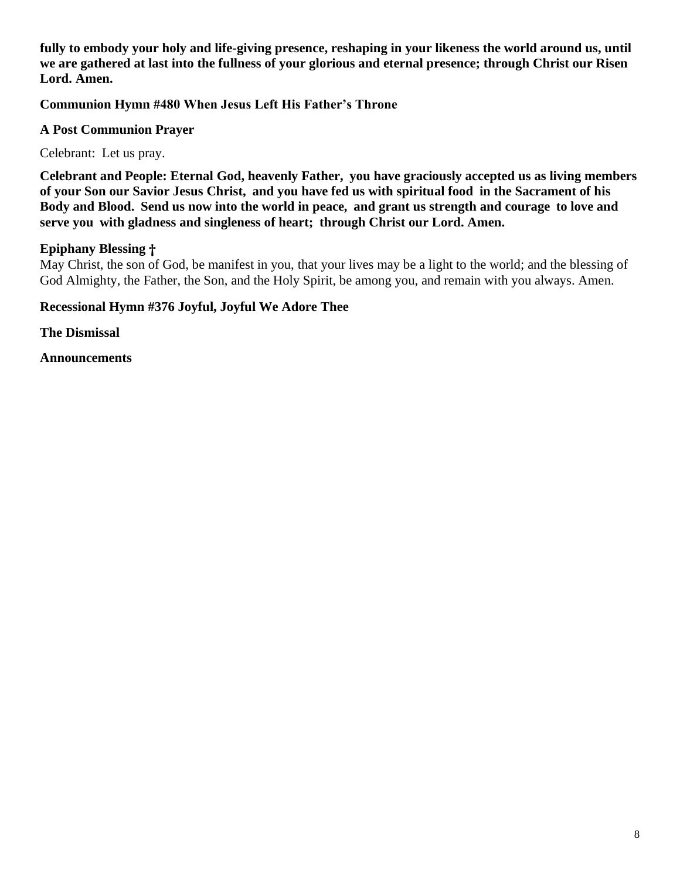**fully to embody your holy and life-giving presence, reshaping in your likeness the world around us, until we are gathered at last into the fullness of your glorious and eternal presence; through Christ our Risen Lord. Amen.**

**Communion Hymn #480 When Jesus Left His Father's Throne**

**A Post Communion Prayer**

Celebrant: Let us pray.

**Celebrant and People: Eternal God, heavenly Father, you have graciously accepted us as living members of your Son our Savior Jesus Christ, and you have fed us with spiritual food in the Sacrament of his Body and Blood. Send us now into the world in peace, and grant us strength and courage to love and serve you with gladness and singleness of heart; through Christ our Lord. Amen.**

**Epiphany Blessing †**
May Christ, the son of God, be manifest in you, that your lives may be a light to the world; and the blessing of God Almighty, the Father, the Son, and the Holy Spirit, be among you, and remain with you always. Amen.

**Recessional Hymn #376 Joyful, Joyful We Adore Thee**

**The Dismissal**

**Announcements**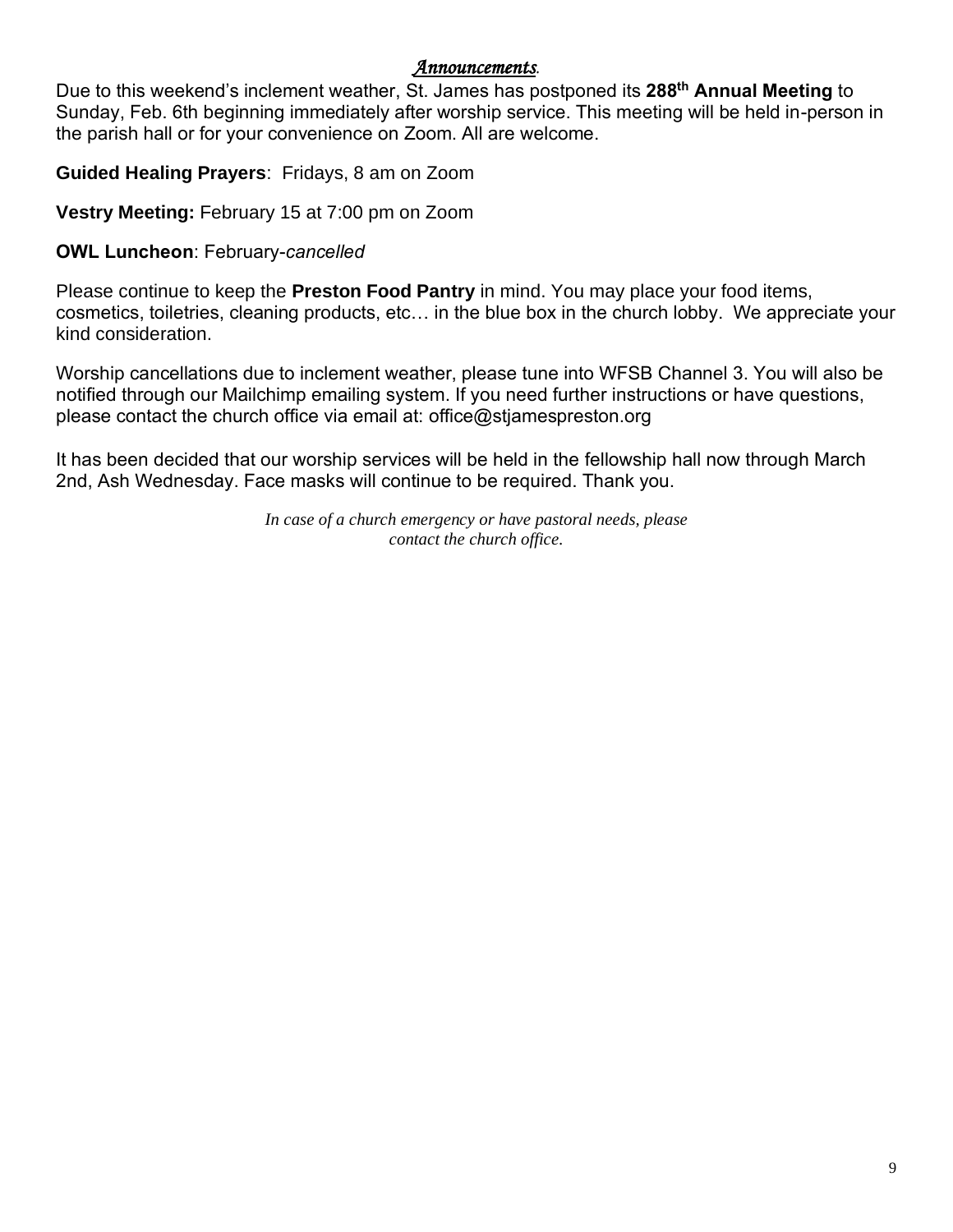## *Announcements.*

Due to this weekend's inclement weather, St. James has postponed its **288th Annual Meeting** to Sunday, Feb. 6th beginning immediately after worship service. This meeting will be held in-person in the parish hall or for your convenience on Zoom. All are welcome.

**Guided Healing Prayers**: Fridays, 8 am on Zoom

**Vestry Meeting:** February 15 at 7:00 pm on Zoom

**OWL Luncheon**: February-*cancelled*

Please continue to keep the **Preston Food Pantry** in mind. You may place your food items, cosmetics, toiletries, cleaning products, etc… in the blue box in the church lobby. We appreciate your kind consideration.

Worship cancellations due to inclement weather, please tune into WFSB Channel 3. You will also be notified through our Mailchimp emailing system. If you need further instructions or have questions, please contact the church office via email at: office@stjamespreston.org

It has been decided that our worship services will be held in the fellowship hall now through March 2nd, Ash Wednesday. Face masks will continue to be required. Thank you.

*In case of a church emergency or have pastoral needs, please contact the church office.*